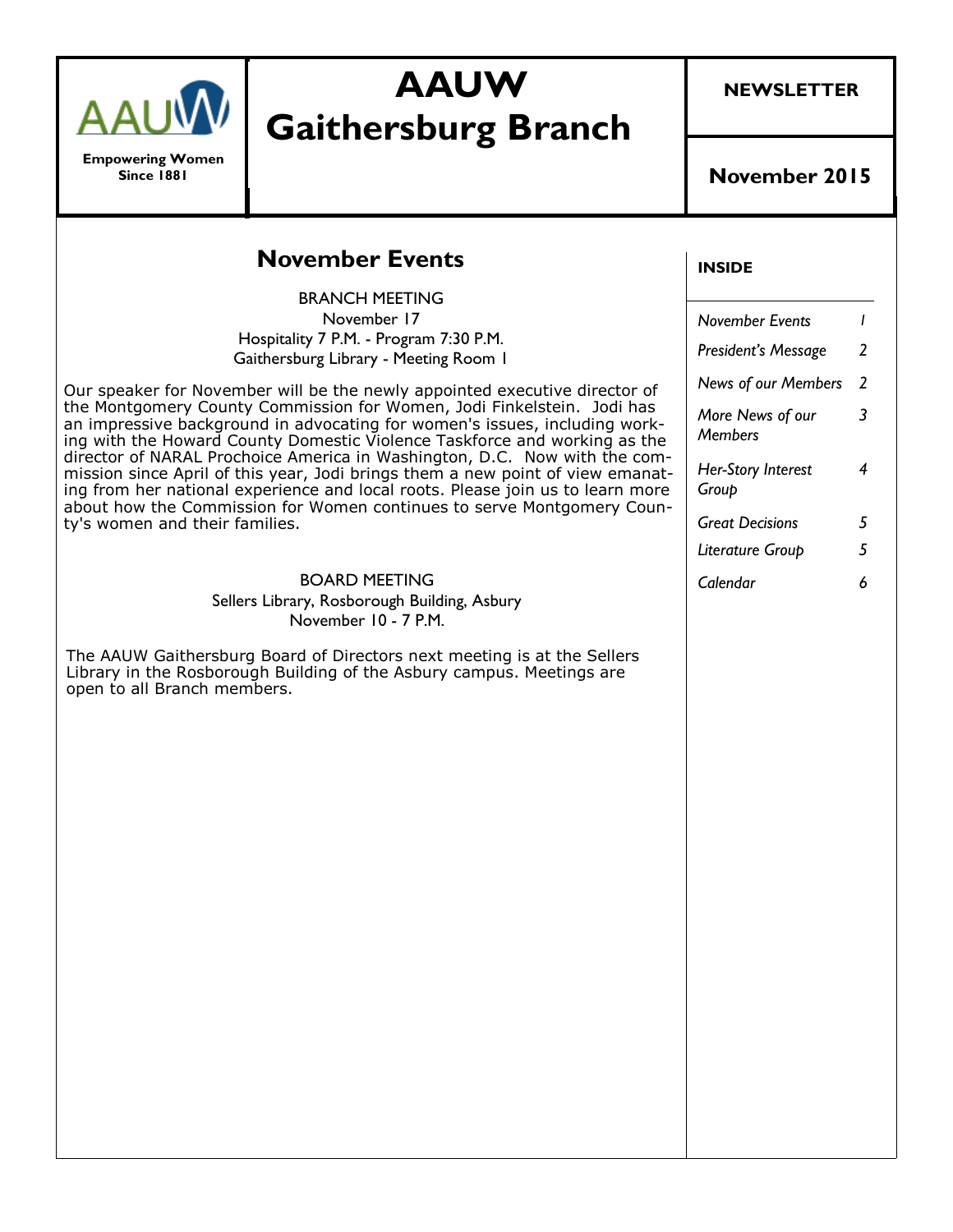**Empowering Women Since 1881**

# AAUW Gaithersburg Branch

**NEWSLETTER**

**November 2015**

## November Events

BRANCH MEETING
November 17
Hospitality 7 P.M. - Program 7:30 P.M.
Gaithersburg Library - Meeting Room 1

Our speaker for November will be the newly appointed executive director of the Montgomery County Commission for Women, Jodi Finkelstein. Jodi has an impressive background in advocating for women's issues, including working with the Howard County Domestic Violence Taskforce and working as the director of NARAL Prochoice America in Washington, D.C. Now with the commission since April of this year, Jodi brings them a new point of view emanating from her national experience and local roots. Please join us to learn more about how the Commission for Women continues to serve Montgomery County's women and their families.

BOARD MEETING
Sellers Library, Rosborough Building, Asbury
November 10 - 7 P.M.

The AAUW Gaithersburg Board of Directors next meeting is at the Sellers Library in the Rosborough Building of the Asbury campus. Meetings are open to all Branch members.

**INSIDE**

| | |
|---|---|
| *November Events* | *1* |
| *President's Message* | *2* |
| *News of our Members* | *2* |
| *More News of our Members* | *3* |
| *Her-Story Interest Group* | *4* |
| *Great Decisions* | *5* |
| *Literature Group* | *5* |
| *Calendar* | *6* |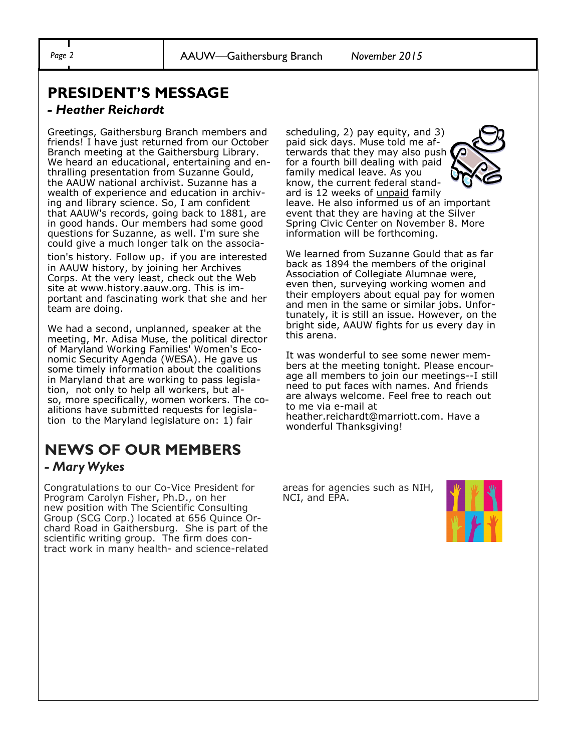## PRESIDENT'S MESSAGE

*- Heather Reichardt*

Greetings, Gaithersburg Branch members and friends! I have just returned from our October Branch meeting at the Gaithersburg Library. We heard an educational, entertaining and enthralling presentation from Suzanne Gould, the AAUW national archivist. Suzanne has a wealth of experience and education in archiving and library science. So, I am confident that AAUW's records, going back to 1881, are in good hands. Our members had some good questions for Suzanne, as well. I'm sure she could give a much longer talk on the association's history. Follow up, if you are interested in AAUW history, by joining her Archives Corps. At the very least, check out the Web site at www.history.aauw.org. This is important and fascinating work that she and her team are doing.

We had a second, unplanned, speaker at the meeting, Mr. Adisa Muse, the political director of Maryland Working Families' Women's Economic Security Agenda (WESA). He gave us some timely information about the coalitions in Maryland that are working to pass legislation, not only to help all workers, but also, more specifically, women workers. The coalitions have submitted requests for legislation to the Maryland legislature on: 1) fair scheduling, 2) pay equity, and 3) paid sick days. Muse told me afterwards that they may also push for a fourth bill dealing with paid family medical leave. As you know, the current federal standard is 12 weeks of unpaid family leave. He also informed us of an important event that they are having at the Silver Spring Civic Center on November 8. More information will be forthcoming.

We learned from Suzanne Gould that as far back as 1894 the members of the original Association of Collegiate Alumnae were, even then, surveying working women and their employers about equal pay for women and men in the same or similar jobs. Unfortunately, it is still an issue. However, on the bright side, AAUW fights for us every day in this arena.

It was wonderful to see some newer members at the meeting tonight. Please encourage all members to join our meetings--I still need to put faces with names. And friends are always welcome. Feel free to reach out to me via e-mail at heather.reichardt@marriott.com. Have a wonderful Thanksgiving!

## NEWS OF OUR MEMBERS

*- Mary Wykes*

Congratulations to our Co-Vice President for Program Carolyn Fisher, Ph.D., on her new position with The Scientific Consulting Group (SCG Corp.) located at 656 Quince Orchard Road in Gaithersburg. She is part of the scientific writing group. The firm does contract work in many health- and science-related areas for agencies such as NIH, NCI, and EPA.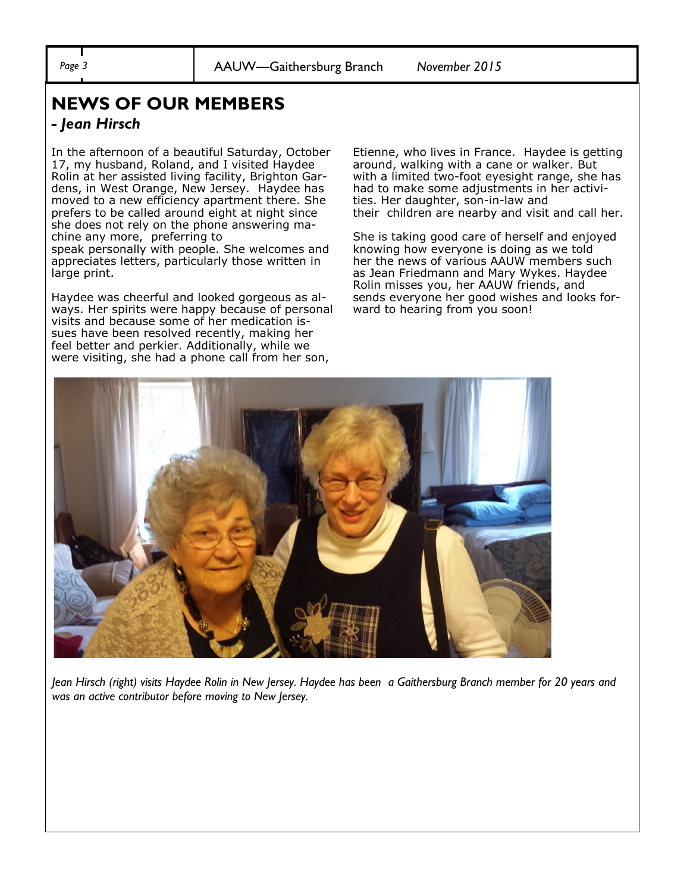## NEWS OF OUR MEMBERS

### *- Jean Hirsch*

In the afternoon of a beautiful Saturday, October 17, my husband, Roland, and I visited Haydee Rolin at her assisted living facility, Brighton Gardens, in West Orange, New Jersey. Haydee has moved to a new efficiency apartment there. She prefers to be called around eight at night since she does not rely on the phone answering machine any more, preferring to speak personally with people. She welcomes and appreciates letters, particularly those written in large print.

Haydee was cheerful and looked gorgeous as always. Her spirits were happy because of personal visits and because some of her medication issues have been resolved recently, making her feel better and perkier. Additionally, while we were visiting, she had a phone call from her son, Etienne, who lives in France. Haydee is getting around, walking with a cane or walker. But with a limited two-foot eyesight range, she has had to make some adjustments in her activities. Her daughter, son-in-law and their children are nearby and visit and call her.

She is taking good care of herself and enjoyed knowing how everyone is doing as we told her the news of various AAUW members such as Jean Friedmann and Mary Wykes. Haydee Rolin misses you, her AAUW friends, and sends everyone her good wishes and looks forward to hearing from you soon!

*Jean Hirsch (right) visits Haydee Rolin in New Jersey. Haydee has been a Gaithersburg Branch member for 20 years and was an active contributor before moving to New Jersey.*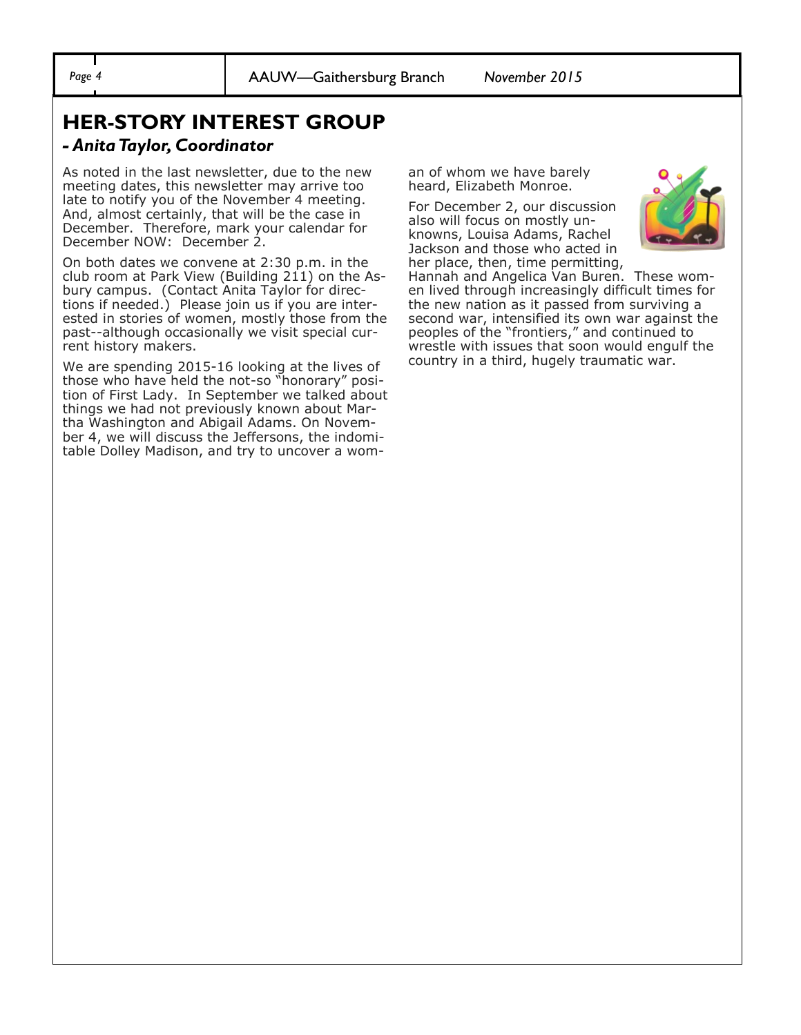## HER-STORY INTEREST GROUP

***- Anita Taylor, Coordinator***

As noted in the last newsletter, due to the new meeting dates, this newsletter may arrive too late to notify you of the November 4 meeting. And, almost certainly, that will be the case in December. Therefore, mark your calendar for December NOW: December 2.

On both dates we convene at 2:30 p.m. in the club room at Park View (Building 211) on the Asbury campus. (Contact Anita Taylor for directions if needed.) Please join us if you are interested in stories of women, mostly those from the past--although occasionally we visit special current history makers.

We are spending 2015-16 looking at the lives of those who have held the not-so "honorary" position of First Lady. In September we talked about things we had not previously known about Martha Washington and Abigail Adams. On November 4, we will discuss the Jeffersons, the indomitable Dolley Madison, and try to uncover a woman of whom we have barely heard, Elizabeth Monroe.

For December 2, our discussion also will focus on mostly unknowns, Louisa Adams, Rachel Jackson and those who acted in her place, then, time permitting, Hannah and Angelica Van Buren. These women lived through increasingly difficult times for the new nation as it passed from surviving a second war, intensified its own war against the peoples of the "frontiers," and continued to wrestle with issues that soon would engulf the country in a third, hugely traumatic war.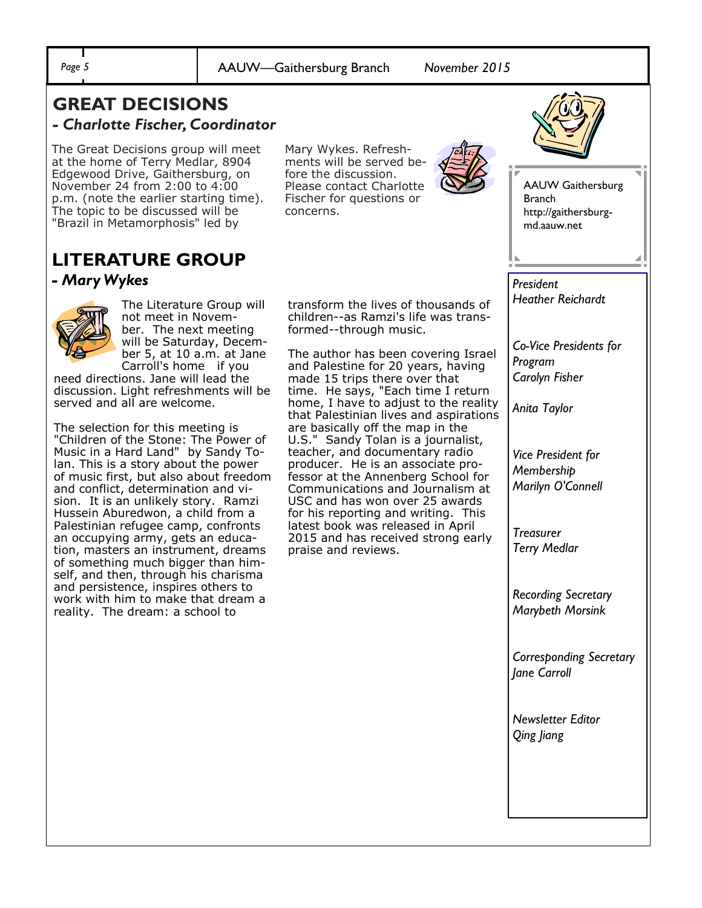## GREAT DECISIONS

### *- Charlotte Fischer, Coordinator*

The Great Decisions group will meet at the home of Terry Medlar, 8904 Edgewood Drive, Gaithersburg, on November 24 from 2:00 to 4:00 p.m. (note the earlier starting time). The topic to be discussed will be "Brazil in Metamorphosis" led by Mary Wykes. Refreshments will be served before the discussion. Please contact Charlotte Fischer for questions or concerns.

## LITERATURE GROUP

### *- Mary Wykes*

The Literature Group will not meet in November. The next meeting will be Saturday, December 5, at 10 a.m. at Jane Carroll's home if you need directions. Jane will lead the discussion. Light refreshments will be served and all are welcome.

The selection for this meeting is "Children of the Stone: The Power of Music in a Hard Land" by Sandy Tolan. This is a story about the power of music first, but also about freedom and conflict, determination and vision. It is an unlikely story. Ramzi Hussein Aburedwon, a child from a Palestinian refugee camp, confronts an occupying army, gets an education, masters an instrument, dreams of something much bigger than himself, and then, through his charisma and persistence, inspires others to work with him to make that dream a reality. The dream: a school to transform the lives of thousands of children--as Ramzi's life was transformed--through music.

The author has been covering Israel and Palestine for 20 years, having made 15 trips there over that time. He says, "Each time I return home, I have to adjust to the reality that Palestinian lives and aspirations are basically off the map in the U.S." Sandy Tolan is a journalist, teacher, and documentary radio producer. He is an associate professor at the Annenberg School for Communications and Journalism at USC and has won over 25 awards for his reporting and writing. This latest book was released in April 2015 and has received strong early praise and reviews.

---

AAUW Gaithersburg Branch
http://gaithersburg-md.aauw.net

*President*
*Heather Reichardt*

*Co-Vice Presidents for Program*
*Carolyn Fisher*

*Anita Taylor*

*Vice President for Membership*
*Marilyn O'Connell*

*Treasurer*
*Terry Medlar*

*Recording Secretary*
*Marybeth Morsink*

*Corresponding Secretary*
*Jane Carroll*

*Newsletter Editor*
*Qing Jiang*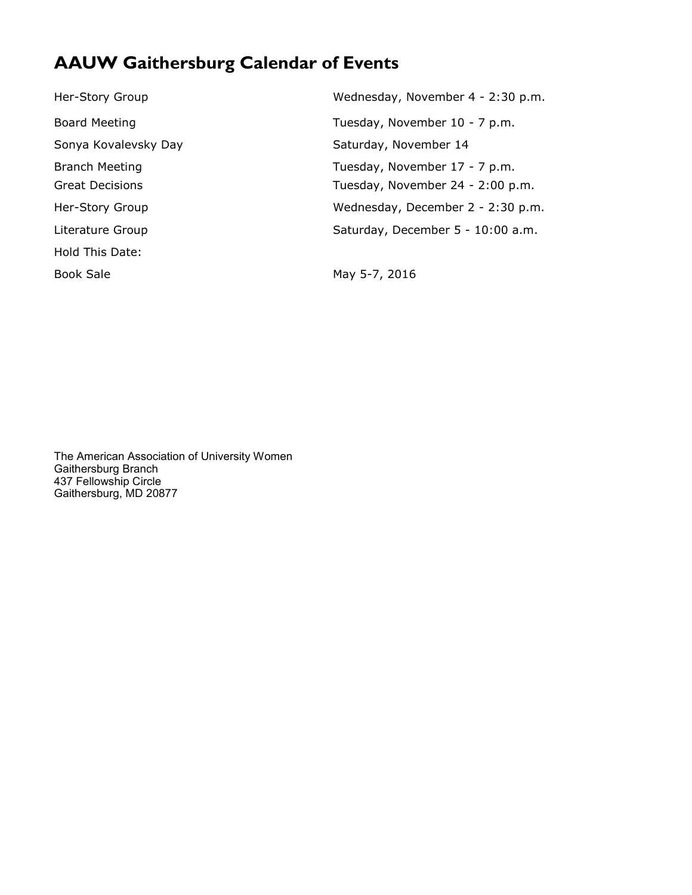# AAUW Gaithersburg Calendar of Events

| | |
|---|---|
| Her-Story Group | Wednesday, November 4 - 2:30 p.m. |
| Board Meeting | Tuesday, November 10 - 7 p.m. |
| Sonya Kovalevsky Day | Saturday, November 14 |
| Branch Meeting | Tuesday, November 17 - 7 p.m. |
| Great Decisions | Tuesday, November 24 - 2:00 p.m. |
| Her-Story Group | Wednesday, December 2 - 2:30 p.m. |
| Literature Group | Saturday, December 5 - 10:00 a.m. |
| Hold This Date: | |
| Book Sale | May 5-7, 2016 |

The American Association of University Women
Gaithersburg Branch
437 Fellowship Circle
Gaithersburg, MD 20877